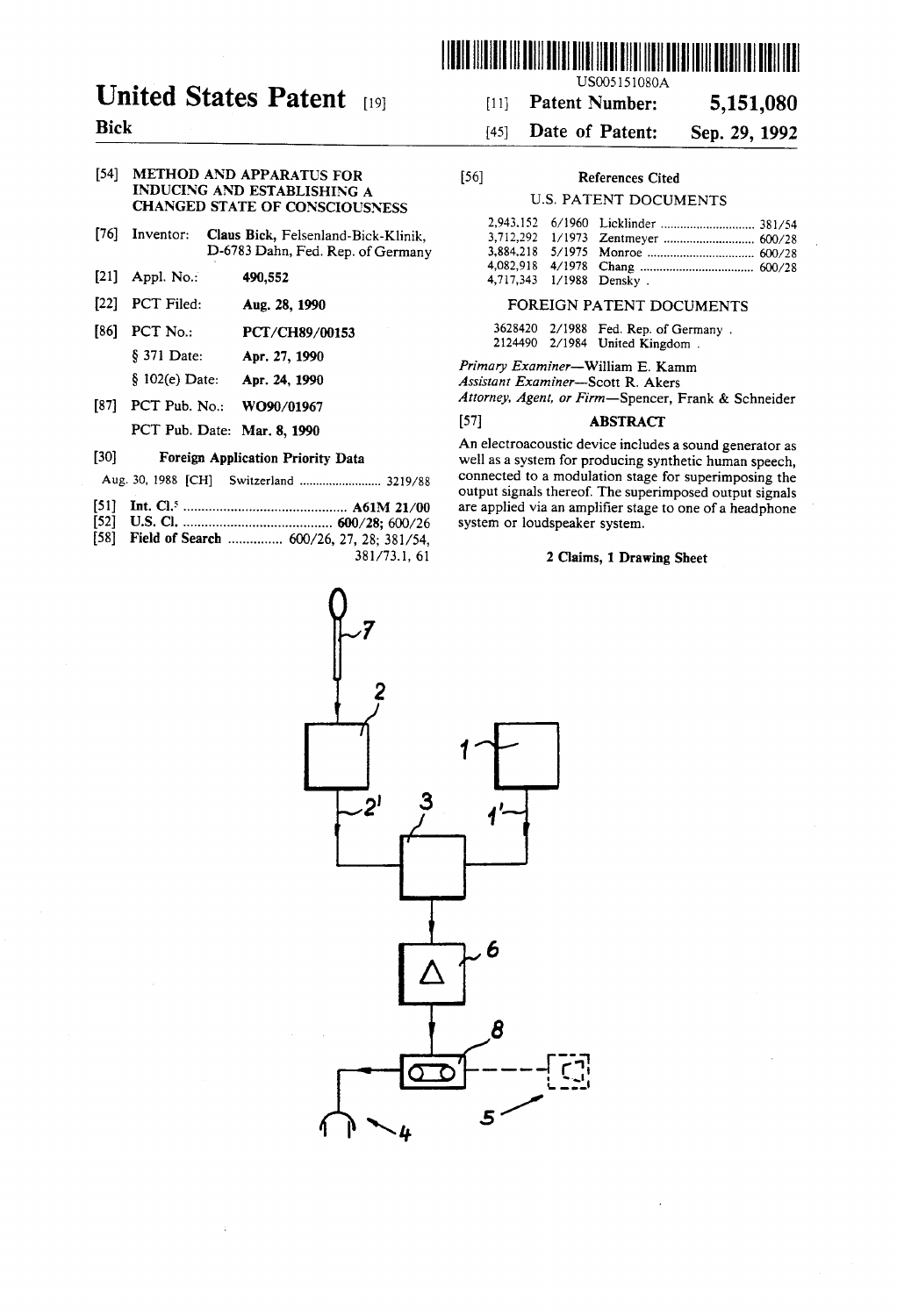# United States Patent [19]

**Bick**

US005151080A

[11] **Patent Number: 5,151,080**

[45] **Date of Patent: Sep. 29, 1992**

[54] **METHOD AND APPARATUS FOR INDUCING AND ESTABLISHING A CHANGED STATE OF CONSCIOUSNESS**

[76] Inventor: **Claus Bick**, Felsenland-Bick-Klinik, D-6783 Dahn, Fed. Rep. of Germany

[21] Appl. No.: **490,552**

[22] PCT Filed: **Aug. 28, 1990**

[86] PCT No.: **PCT/CH89/00153**

§ 371 Date: **Apr. 27, 1990**

§ 102(e) Date: **Apr. 24, 1990**

[87] PCT Pub. No.: **WO90/01967**

PCT Pub. Date: **Mar. 8, 1990**

[30] **Foreign Application Priority Data**

Aug. 30, 1988 [CH] Switzerland ........................ 3219/88

[51] **Int. Cl.**[5] ........................................... **A61M 21/00**

[52] **U.S. Cl.** ........................................ **600/28**; 600/26

[58] **Field of Search** ............... 600/26, 27, 28; 381/54, 381/73.1, 61

[56] **References Cited**

U.S. PATENT DOCUMENTS

| | | | |
|---|---|---|---|
| 2,943,152 | 6/1960 | Licklinder | 381/54 |
| 3,712,292 | 1/1973 | Zentmeyer | 600/28 |
| 3,884,218 | 5/1975 | Monroe | 600/28 |
| 4,082,918 | 4/1978 | Chang | 600/28 |
| 4,717,343 | 1/1988 | Densky . | |

FOREIGN PATENT DOCUMENTS

| | | |
|---|---|---|
| 3628420 | 2/1988 | Fed. Rep. of Germany . |
| 2124490 | 2/1984 | United Kingdom . |

*Primary Examiner*—William E. Kamm
*Assistant Examiner*—Scott R. Akers
*Attorney, Agent, or Firm*—Spencer, Frank & Schneider

[57] **ABSTRACT**

An electroacoustic device includes a sound generator as well as a system for producing synthetic human speech, connected to a modulation stage for superimposing the output signals thereof. The superimposed output signals are applied via an amplifier stage to one of a headphone system or loudspeaker system.

**2 Claims, 1 Drawing Sheet**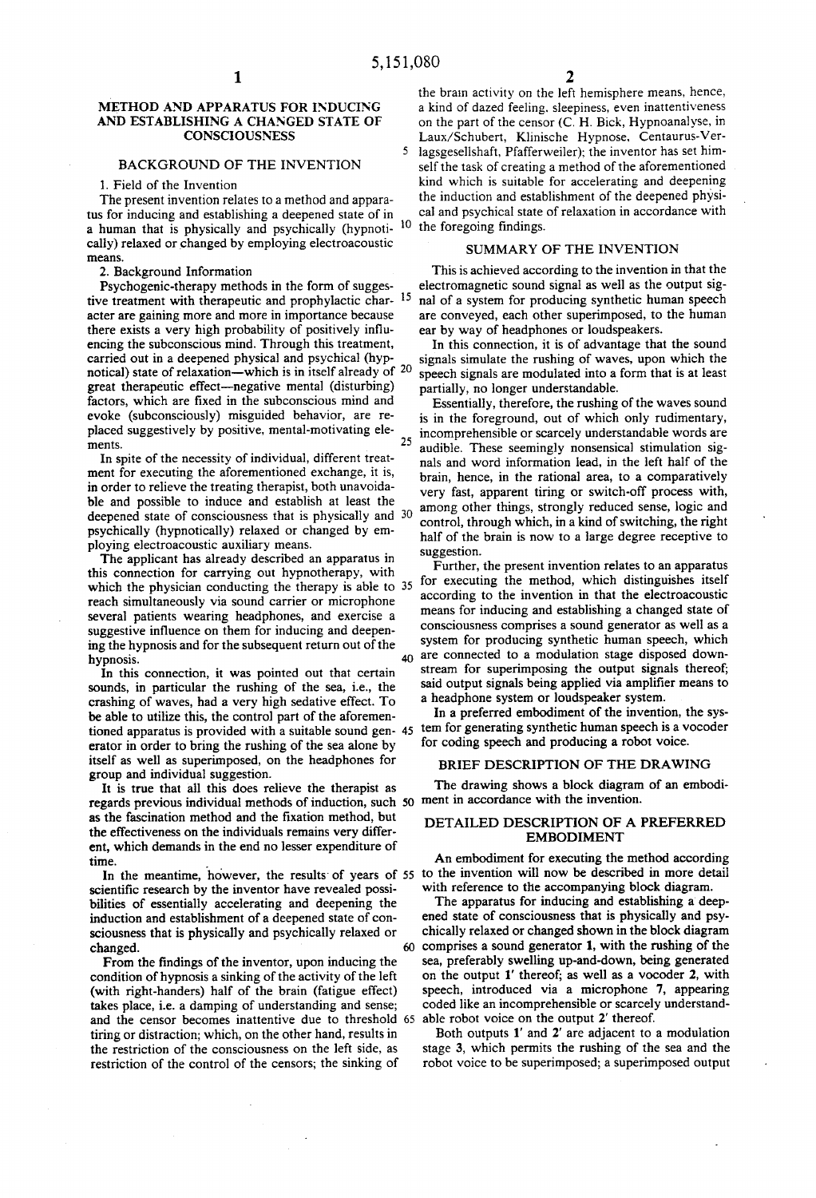# METHOD AND APPARATUS FOR INDUCING AND ESTABLISHING A CHANGED STATE OF CONSCIOUSNESS

## BACKGROUND OF THE INVENTION

### 1. Field of the Invention

The present invention relates to a method and apparatus for inducing and establishing a deepened state of in a human that is physically and psychically (hypnotically) relaxed or changed by employing electroacoustic means.

### 2. Background Information

Psychogenic-therapy methods in the form of suggestive treatment with therapeutic and prophylactic character are gaining more and more in importance because there exists a very high probability of positively influencing the subconscious mind. Through this treatment, carried out in a deepened physical and psychical (hypnotical) state of relaxation—which is in itself already of great therapeutic effect—negative mental (disturbing) factors, which are fixed in the subconscious mind and evoke (subconsciously) misguided behavior, are replaced suggestively by positive, mental-motivating elements.

In spite of the necessity of individual, different treatment for executing the aforementioned exchange, it is, in order to relieve the treating therapist, both unavoidable and possible to induce and establish at least the deepened state of consciousness that is physically and psychically (hypnotically) relaxed or changed by employing electroacoustic auxiliary means.

The applicant has already described an apparatus in this connection for carrying out hypnotherapy, with which the physician conducting the therapy is able to reach simultaneously via sound carrier or microphone several patients wearing headphones, and exercise a suggestive influence on them for inducing and deepening the hypnosis and for the subsequent return out of the hypnosis.

In this connection, it was pointed out that certain sounds, in particular the rushing of the sea, i.e., the crashing of waves, had a very high sedative effect. To be able to utilize this, the control part of the aforementioned apparatus is provided with a suitable sound generator in order to bring the rushing of the sea alone by itself as well as superimposed, on the headphones for group and individual suggestion.

It is true that all this does relieve the therapist as regards previous individual methods of induction, such as the fascination method and the fixation method, but the effectiveness on the individuals remains very different, which demands in the end no lesser expenditure of time.

In the meantime, however, the results of years of scientific research by the inventor have revealed possibilities of essentially accelerating and deepening the induction and establishment of a deepened state of consciousness that is physically and psychically relaxed or changed.

From the findings of the inventor, upon inducing the condition of hypnosis a sinking of the activity of the left (with right-handers) half of the brain (fatigue effect) takes place, i.e. a damping of understanding and sense; and the censor becomes inattentive due to threshold tiring or distraction; which, on the other hand, results in the restriction of the consciousness on the left side, as restriction of the control of the censors; the sinking of the brain activity on the left hemisphere means, hence, a kind of dazed feeling, sleepiness, even inattentiveness on the part of the censor (C. H. Bick, Hypnoanalyse, in Laux/Schubert, Klinische Hypnose, Centaurus-Verlagsgesellshaft, Pfafferweiler); the inventor has set himself the task of creating a method of the aforementioned kind which is suitable for accelerating and deepening the induction and establishment of the deepened physical and psychical state of relaxation in accordance with the foregoing findings.

## SUMMARY OF THE INVENTION

This is achieved according to the invention in that the electromagnetic sound signal as well as the output signal of a system for producing synthetic human speech are conveyed, each other superimposed, to the human ear by way of headphones or loudspeakers.

In this connection, it is of advantage that the sound signals simulate the rushing of waves, upon which the speech signals are modulated into a form that is at least partially, no longer understandable.

Essentially, therefore, the rushing of the waves sound is in the foreground, out of which only rudimentary, incomprehensible or scarcely understandable words are audible. These seemingly nonsensical stimulation signals and word information lead, in the left half of the brain, hence, in the rational area, to a comparatively very fast, apparent tiring or switch-off process with, among other things, strongly reduced sense, logic and control, through which, in a kind of switching, the right half of the brain is now to a large degree receptive to suggestion.

Further, the present invention relates to an apparatus for executing the method, which distinguishes itself according to the invention in that the electroacoustic means for inducing and establishing a changed state of consciousness comprises a sound generator as well as a system for producing synthetic human speech, which are connected to a modulation stage disposed downstream for superimposing the output signals thereof; said output signals being applied via amplifier means to a headphone system or loudspeaker system.

In a preferred embodiment of the invention, the system for generating synthetic human speech is a vocoder for coding speech and producing a robot voice.

## BRIEF DESCRIPTION OF THE DRAWING

The drawing shows a block diagram of an embodiment in accordance with the invention.

## DETAILED DESCRIPTION OF A PREFERRED EMBODIMENT

An embodiment for executing the method according to the invention will now be described in more detail with reference to the accompanying block diagram.

The apparatus for inducing and establishing a deepened state of consciousness that is physically and psychically relaxed or changed shown in the block diagram comprises a sound generator **1**, with the rushing of the sea, preferably swelling up-and-down, being generated on the output **1'** thereof; as well as a vocoder **2**, with speech, introduced via a microphone **7**, appearing coded like an incomprehensible or scarcely understandable robot voice on the output **2'** thereof.

Both outputs **1'** and **2'** are adjacent to a modulation stage **3**, which permits the rushing of the sea and the robot voice to be superimposed; a superimposed output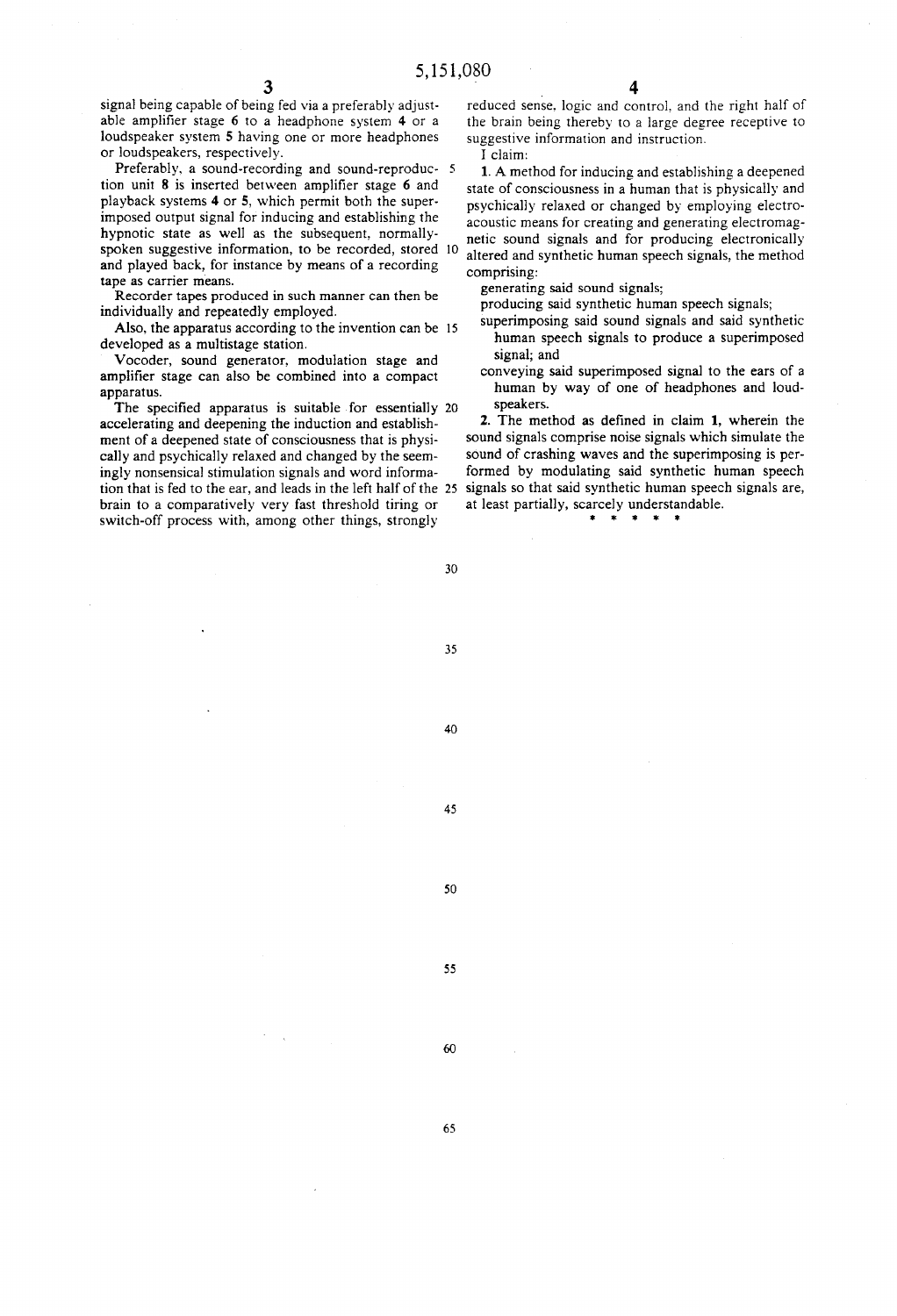signal being capable of being fed via a preferably adjustable amplifier stage 6 to a headphone system 4 or a loudspeaker system 5 having one or more headphones or loudspeakers, respectively.

Preferably, a sound-recording and sound-reproduction unit 8 is inserted between amplifier stage 6 and playback systems 4 or 5, which permit both the superimposed output signal for inducing and establishing the hypnotic state as well as the subsequent, normally-spoken suggestive information, to be recorded, stored and played back, for instance by means of a recording tape as carrier means.

Recorder tapes produced in such manner can then be individually and repeatedly employed.

Also, the apparatus according to the invention can be developed as a multistage station.

Vocoder, sound generator, modulation stage and amplifier stage can also be combined into a compact apparatus.

The specified apparatus is suitable for essentially accelerating and deepening the induction and establishment of a deepened state of consciousness that is physically and psychically relaxed and changed by the seemingly nonsensical stimulation signals and word information that is fed to the ear, and leads in the left half of the brain to a comparatively very fast threshold tiring or switch-off process with, among other things, strongly reduced sense, logic and control, and the right half of the brain being thereby to a large degree receptive to suggestive information and instruction.

I claim:

1. A method for inducing and establishing a deepened state of consciousness in a human that is physically and psychically relaxed or changed by employing electro-acoustic means for creating and generating electromagnetic sound signals and for producing electronically altered and synthetic human speech signals, the method comprising:

generating said sound signals;

producing said synthetic human speech signals;

superimposing said sound signals and said synthetic human speech signals to produce a superimposed signal; and

conveying said superimposed signal to the ears of a human by way of one of headphones and loudspeakers.

2. The method as defined in claim 1, wherein the sound signals comprise noise signals which simulate the sound of crashing waves and the superimposing is performed by modulating said synthetic human speech signals so that said synthetic human speech signals are, at least partially, scarcely understandable.

\* \* \* \* \*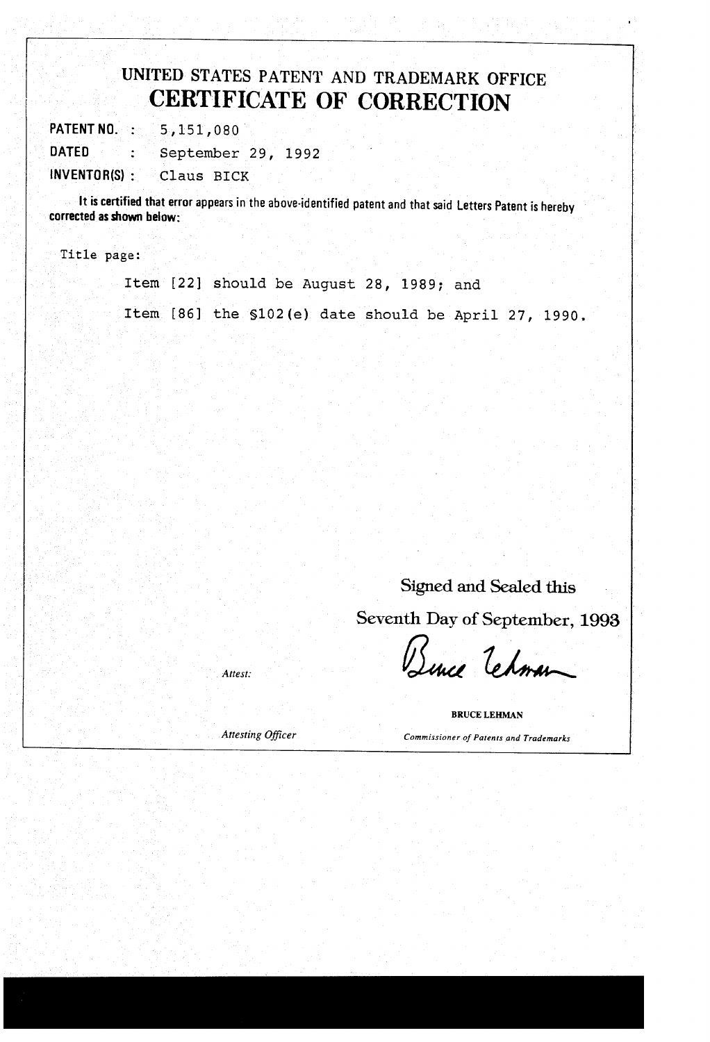# UNITED STATES PATENT AND TRADEMARK OFFICE
# CERTIFICATE OF CORRECTION

**PATENT NO.** : 5,151,080

**DATED** : September 29, 1992

**INVENTOR(S)** : Claus BICK

**It is certified that error appears in the above-identified patent and that said Letters Patent is hereby corrected as shown below:**

Title page:

Item [22] should be August 28, 1989; and

Item [86] the §102(e) date should be April 27, 1990.

Signed and Sealed this

Seventh Day of September, 1993

Attest:

BRUCE LEHMAN

*Attesting Officer*

*Commissioner of Patents and Trademarks*